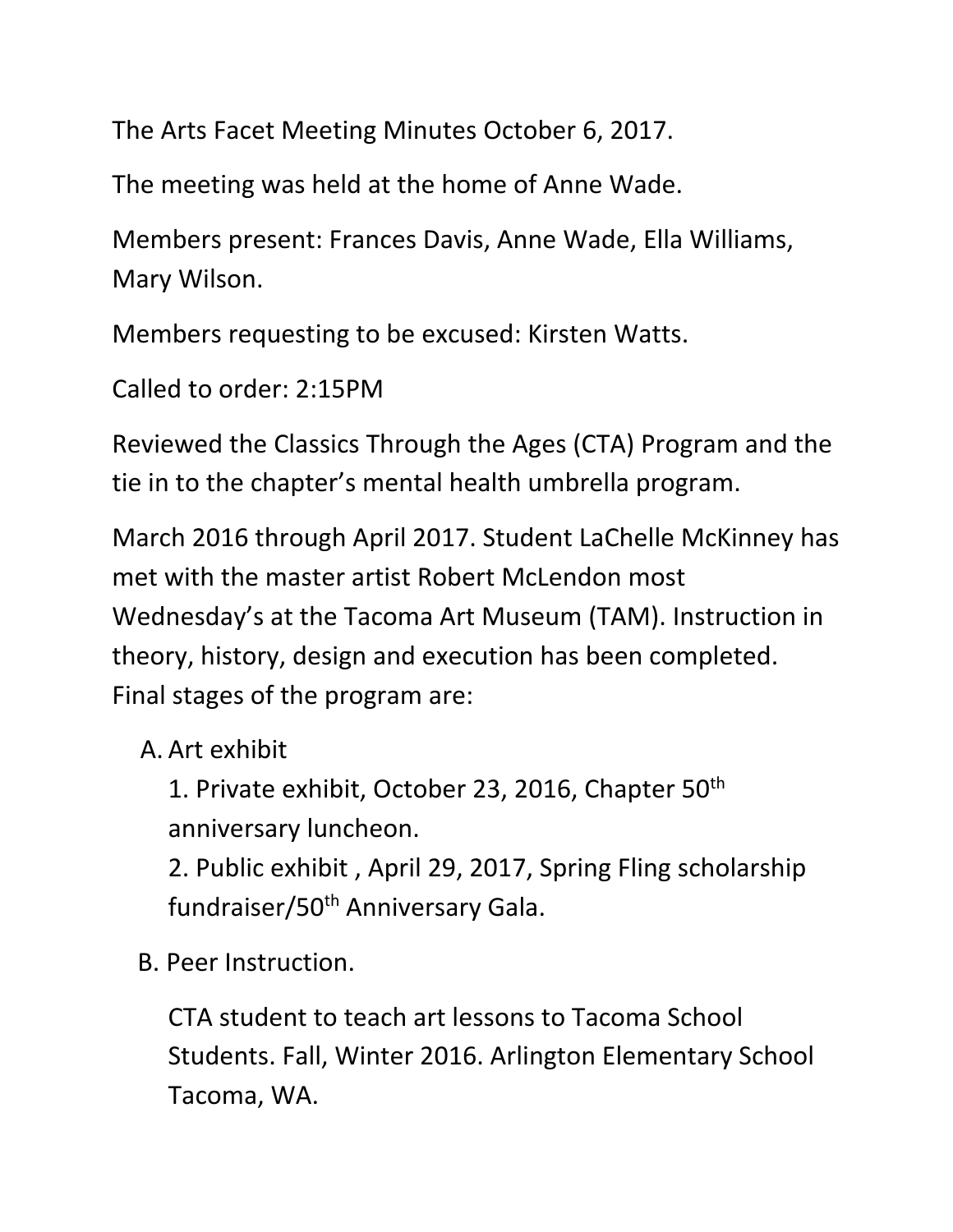The Arts Facet Meeting Minutes October 6, 2017.

The meeting was held at the home of Anne Wade.

Members present: Frances Davis, Anne Wade, Ella Williams, Mary Wilson.

Members requesting to be excused: Kirsten Watts.

Called to order: 2:15PM

Reviewed the Classics Through the Ages (CTA) Program and the tie in to the chapter's mental health umbrella program.

March 2016 through April 2017. Student LaChelle McKinney has met with the master artist Robert McLendon most Wednesday's at the Tacoma Art Museum (TAM). Instruction in theory, history, design and execution has been completed. Final stages of the program are:

A. Art exhibit
   1. Private exhibit, October 23, 2016, Chapter 50th anniversary luncheon.
   2. Public exhibit , April 29, 2017, Spring Fling scholarship fundraiser/50th Anniversary Gala.

B. Peer Instruction.

   CTA student to teach art lessons to Tacoma School Students. Fall, Winter 2016. Arlington Elementary School Tacoma, WA.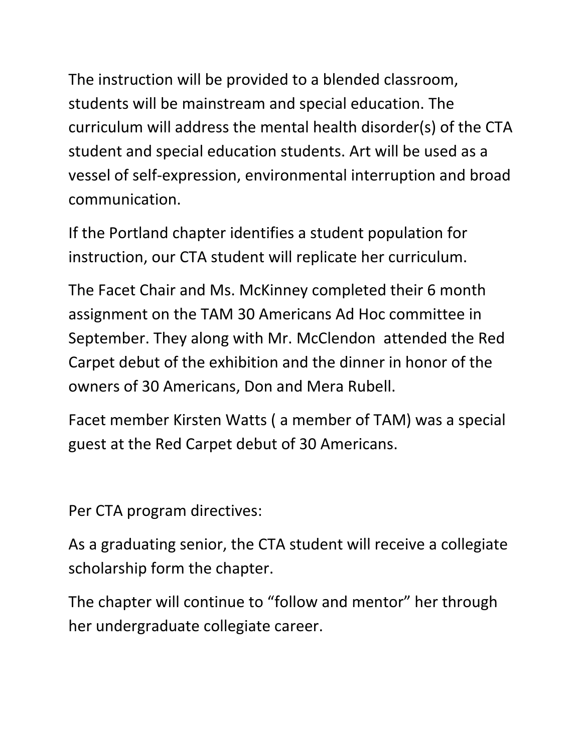The instruction will be provided to a blended classroom, students will be mainstream and special education. The curriculum will address the mental health disorder(s) of the CTA student and special education students. Art will be used as a vessel of self-expression, environmental interruption and broad communication.

If the Portland chapter identifies a student population for instruction, our CTA student will replicate her curriculum.

The Facet Chair and Ms. McKinney completed their 6 month assignment on the TAM 30 Americans Ad Hoc committee in September. They along with Mr. McClendon attended the Red Carpet debut of the exhibition and the dinner in honor of the owners of 30 Americans, Don and Mera Rubell.

Facet member Kirsten Watts ( a member of TAM) was a special guest at the Red Carpet debut of 30 Americans.

Per CTA program directives:

As a graduating senior, the CTA student will receive a collegiate scholarship form the chapter.

The chapter will continue to "follow and mentor" her through her undergraduate collegiate career.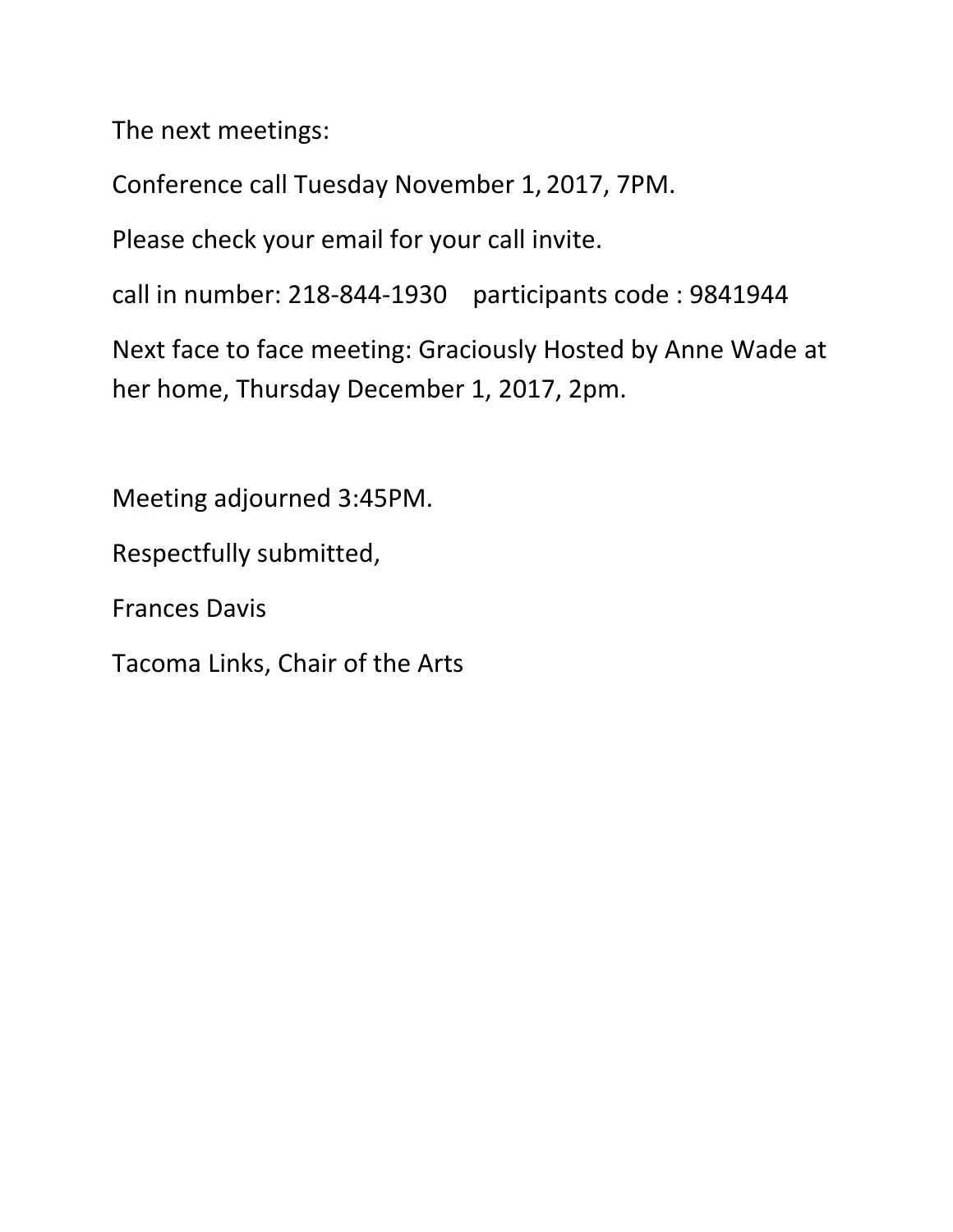The next meetings:

Conference call Tuesday November 1, 2017, 7PM.

Please check your email for your call invite.

call in number: 218-844-1930    participants code : 9841944

Next face to face meeting: Graciously Hosted by Anne Wade at her home, Thursday December 1, 2017, 2pm.

Meeting adjourned 3:45PM.

Respectfully submitted,

Frances Davis

Tacoma Links, Chair of the Arts